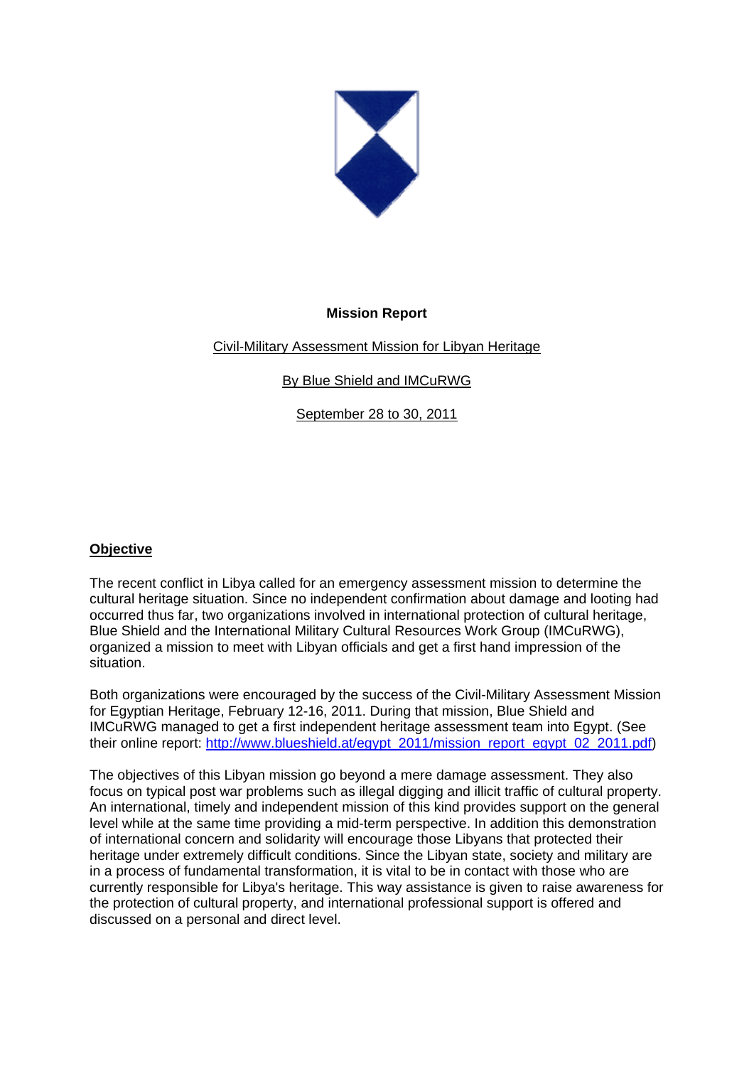**Mission Report**

Civil-Military Assessment Mission for Libyan Heritage

By Blue Shield and IMCuRWG

September 28 to 30, 2011

## Objective

The recent conflict in Libya called for an emergency assessment mission to determine the cultural heritage situation. Since no independent confirmation about damage and looting had occurred thus far, two organizations involved in international protection of cultural heritage, Blue Shield and the International Military Cultural Resources Work Group (IMCuRWG), organized a mission to meet with Libyan officials and get a first hand impression of the situation.

Both organizations were encouraged by the success of the Civil-Military Assessment Mission for Egyptian Heritage, February 12-16, 2011. During that mission, Blue Shield and IMCuRWG managed to get a first independent heritage assessment team into Egypt. (See their online report: http://www.blueshield.at/egypt_2011/mission_report_egypt_02_2011.pdf)

The objectives of this Libyan mission go beyond a mere damage assessment. They also focus on typical post war problems such as illegal digging and illicit traffic of cultural property. An international, timely and independent mission of this kind provides support on the general level while at the same time providing a mid-term perspective. In addition this demonstration of international concern and solidarity will encourage those Libyans that protected their heritage under extremely difficult conditions. Since the Libyan state, society and military are in a process of fundamental transformation, it is vital to be in contact with those who are currently responsible for Libya's heritage. This way assistance is given to raise awareness for the protection of cultural property, and international professional support is offered and discussed on a personal and direct level.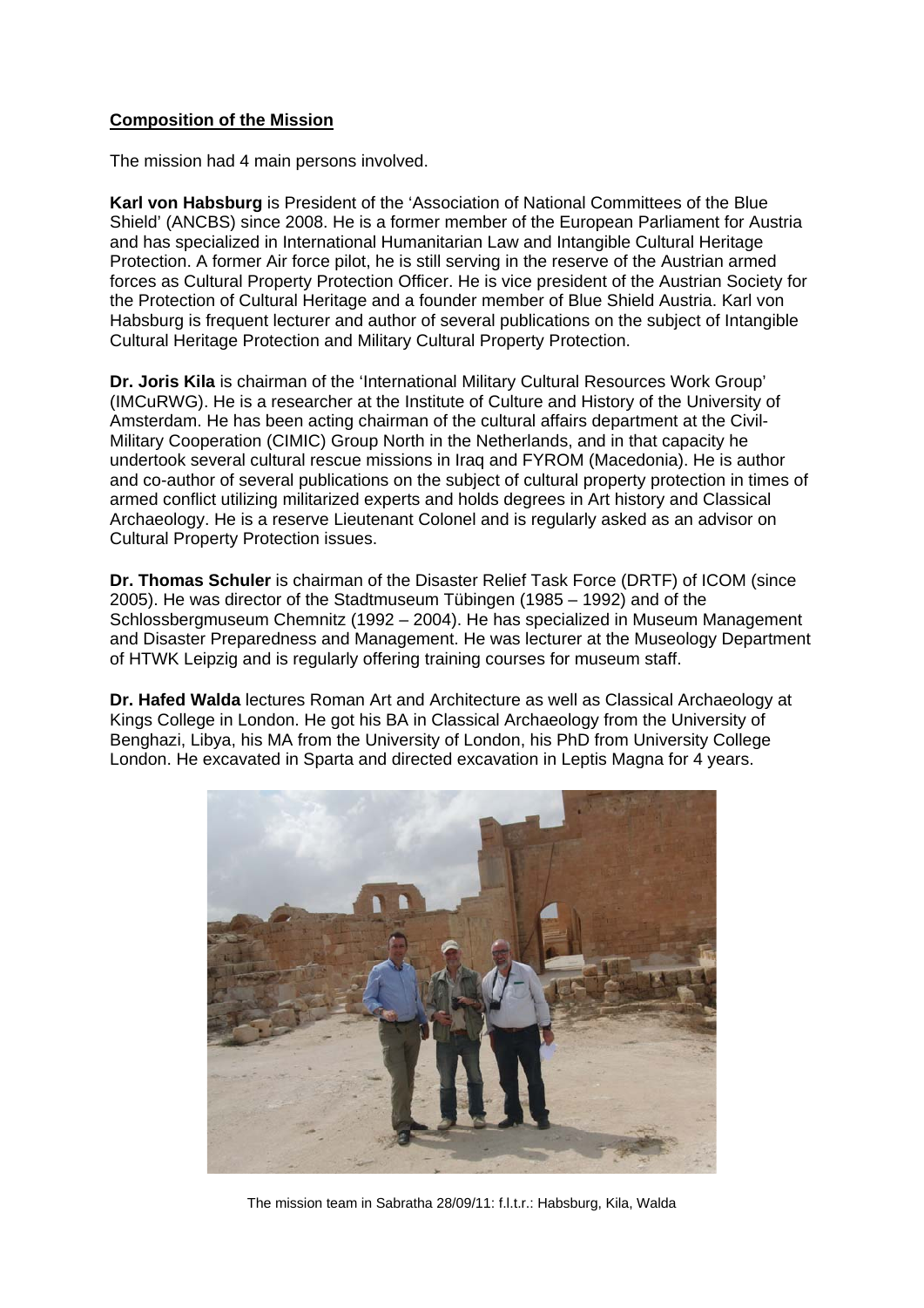**Composition of the Mission**

The mission had 4 main persons involved.

**Karl von Habsburg** is President of the 'Association of National Committees of the Blue Shield' (ANCBS) since 2008. He is a former member of the European Parliament for Austria and has specialized in International Humanitarian Law and Intangible Cultural Heritage Protection. A former Air force pilot, he is still serving in the reserve of the Austrian armed forces as Cultural Property Protection Officer. He is vice president of the Austrian Society for the Protection of Cultural Heritage and a founder member of Blue Shield Austria. Karl von Habsburg is frequent lecturer and author of several publications on the subject of Intangible Cultural Heritage Protection and Military Cultural Property Protection.

**Dr. Joris Kila** is chairman of the 'International Military Cultural Resources Work Group' (IMCuRWG). He is a researcher at the Institute of Culture and History of the University of Amsterdam. He has been acting chairman of the cultural affairs department at the Civil-Military Cooperation (CIMIC) Group North in the Netherlands, and in that capacity he undertook several cultural rescue missions in Iraq and FYROM (Macedonia). He is author and co-author of several publications on the subject of cultural property protection in times of armed conflict utilizing militarized experts and holds degrees in Art history and Classical Archaeology. He is a reserve Lieutenant Colonel and is regularly asked as an advisor on Cultural Property Protection issues.

**Dr. Thomas Schuler** is chairman of the Disaster Relief Task Force (DRTF) of ICOM (since 2005). He was director of the Stadtmuseum Tübingen (1985 – 1992) and of the Schlossbergmuseum Chemnitz (1992 – 2004). He has specialized in Museum Management and Disaster Preparedness and Management. He was lecturer at the Museology Department of HTWK Leipzig and is regularly offering training courses for museum staff.

**Dr. Hafed Walda** lectures Roman Art and Architecture as well as Classical Archaeology at Kings College in London. He got his BA in Classical Archaeology from the University of Benghazi, Libya, his MA from the University of London, his PhD from University College London. He excavated in Sparta and directed excavation in Leptis Magna for 4 years.

The mission team in Sabratha 28/09/11: f.l.t.r.: Habsburg, Kila, Walda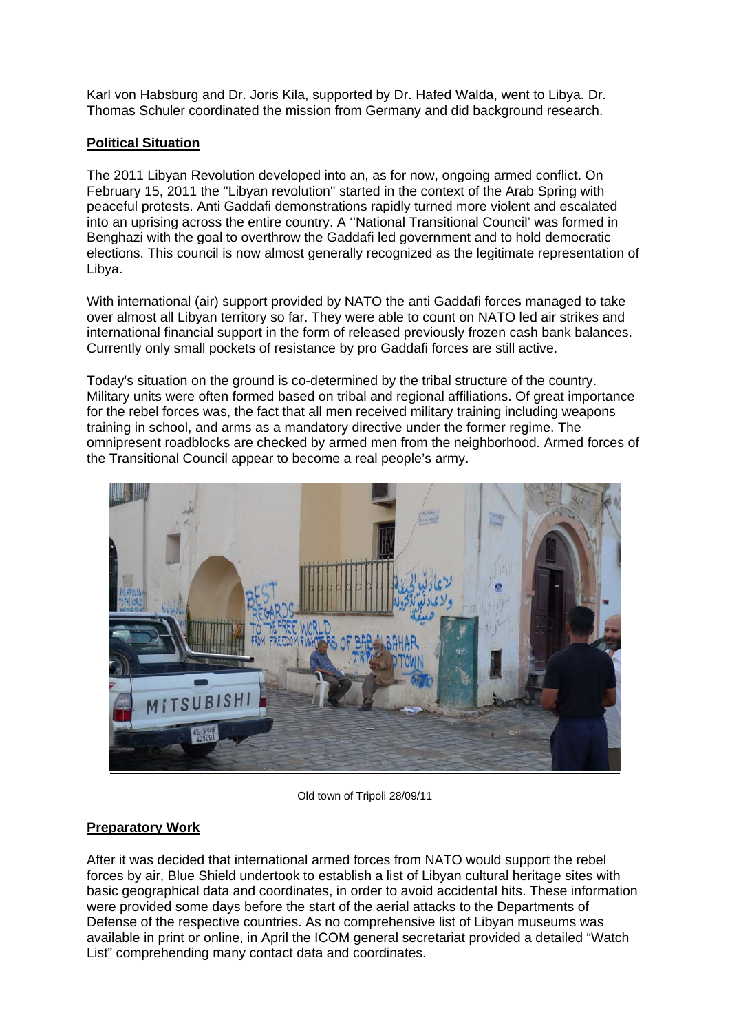Karl von Habsburg and Dr. Joris Kila, supported by Dr. Hafed Walda, went to Libya. Dr. Thomas Schuler coordinated the mission from Germany and did background research.

## Political Situation

The 2011 Libyan Revolution developed into an, as for now, ongoing armed conflict. On February 15, 2011 the "Libyan revolution" started in the context of the Arab Spring with peaceful protests. Anti Gaddafi demonstrations rapidly turned more violent and escalated into an uprising across the entire country. A ''National Transitional Council' was formed in Benghazi with the goal to overthrow the Gaddafi led government and to hold democratic elections. This council is now almost generally recognized as the legitimate representation of Libya.

With international (air) support provided by NATO the anti Gaddafi forces managed to take over almost all Libyan territory so far. They were able to count on NATO led air strikes and international financial support in the form of released previously frozen cash bank balances. Currently only small pockets of resistance by pro Gaddafi forces are still active.

Today's situation on the ground is co-determined by the tribal structure of the country. Military units were often formed based on tribal and regional affiliations. Of great importance for the rebel forces was, the fact that all men received military training including weapons training in school, and arms as a mandatory directive under the former regime. The omnipresent roadblocks are checked by armed men from the neighborhood. Armed forces of the Transitional Council appear to become a real people's army.

Old town of Tripoli 28/09/11

## Preparatory Work

After it was decided that international armed forces from NATO would support the rebel forces by air, Blue Shield undertook to establish a list of Libyan cultural heritage sites with basic geographical data and coordinates, in order to avoid accidental hits. These information were provided some days before the start of the aerial attacks to the Departments of Defense of the respective countries. As no comprehensive list of Libyan museums was available in print or online, in April the ICOM general secretariat provided a detailed "Watch List" comprehending many contact data and coordinates.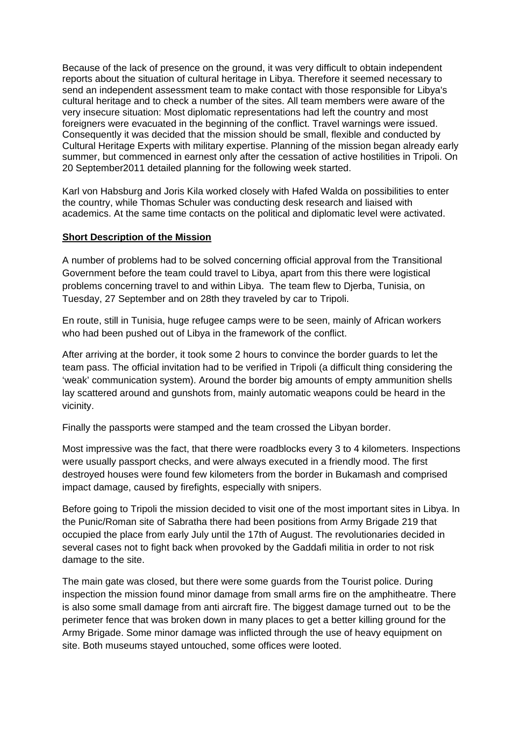Because of the lack of presence on the ground, it was very difficult to obtain independent reports about the situation of cultural heritage in Libya. Therefore it seemed necessary to send an independent assessment team to make contact with those responsible for Libya's cultural heritage and to check a number of the sites. All team members were aware of the very insecure situation: Most diplomatic representations had left the country and most foreigners were evacuated in the beginning of the conflict. Travel warnings were issued. Consequently it was decided that the mission should be small, flexible and conducted by Cultural Heritage Experts with military expertise. Planning of the mission began already early summer, but commenced in earnest only after the cessation of active hostilities in Tripoli. On 20 September2011 detailed planning for the following week started.

Karl von Habsburg and Joris Kila worked closely with Hafed Walda on possibilities to enter the country, while Thomas Schuler was conducting desk research and liaised with academics. At the same time contacts on the political and diplomatic level were activated.

**Short Description of the Mission**

A number of problems had to be solved concerning official approval from the Transitional Government before the team could travel to Libya, apart from this there were logistical problems concerning travel to and within Libya. The team flew to Djerba, Tunisia, on Tuesday, 27 September and on 28th they traveled by car to Tripoli.

En route, still in Tunisia, huge refugee camps were to be seen, mainly of African workers who had been pushed out of Libya in the framework of the conflict.

After arriving at the border, it took some 2 hours to convince the border guards to let the team pass. The official invitation had to be verified in Tripoli (a difficult thing considering the 'weak' communication system). Around the border big amounts of empty ammunition shells lay scattered around and gunshots from, mainly automatic weapons could be heard in the vicinity.

Finally the passports were stamped and the team crossed the Libyan border.

Most impressive was the fact, that there were roadblocks every 3 to 4 kilometers. Inspections were usually passport checks, and were always executed in a friendly mood. The first destroyed houses were found few kilometers from the border in Bukamash and comprised impact damage, caused by firefights, especially with snipers.

Before going to Tripoli the mission decided to visit one of the most important sites in Libya. In the Punic/Roman site of Sabratha there had been positions from Army Brigade 219 that occupied the place from early July until the 17th of August. The revolutionaries decided in several cases not to fight back when provoked by the Gaddafi militia in order to not risk damage to the site.

The main gate was closed, but there were some guards from the Tourist police. During inspection the mission found minor damage from small arms fire on the amphitheatre. There is also some small damage from anti aircraft fire. The biggest damage turned out to be the perimeter fence that was broken down in many places to get a better killing ground for the Army Brigade. Some minor damage was inflicted through the use of heavy equipment on site. Both museums stayed untouched, some offices were looted.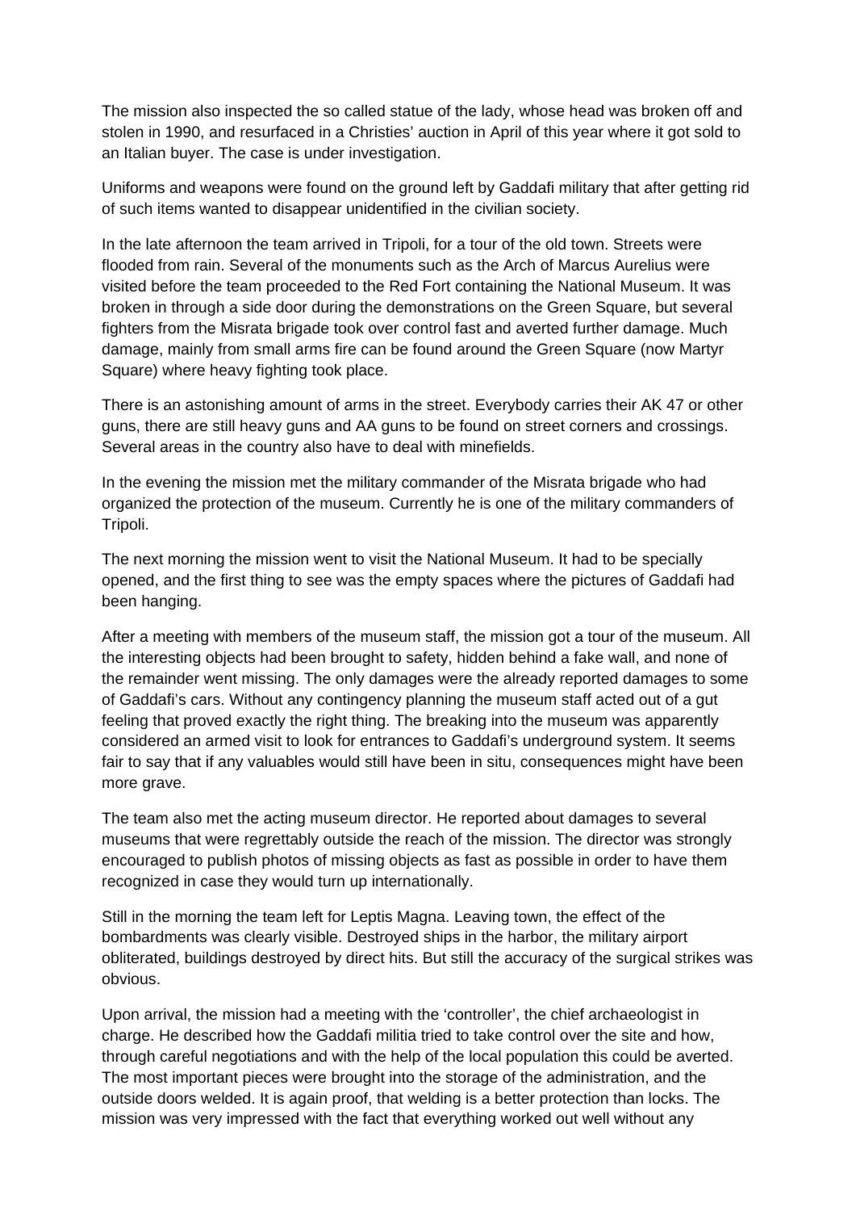The mission also inspected the so called statue of the lady, whose head was broken off and stolen in 1990, and resurfaced in a Christies' auction in April of this year where it got sold to an Italian buyer. The case is under investigation.

Uniforms and weapons were found on the ground left by Gaddafi military that after getting rid of such items wanted to disappear unidentified in the civilian society.

In the late afternoon the team arrived in Tripoli, for a tour of the old town. Streets were flooded from rain. Several of the monuments such as the Arch of Marcus Aurelius were visited before the team proceeded to the Red Fort containing the National Museum. It was broken in through a side door during the demonstrations on the Green Square, but several fighters from the Misrata brigade took over control fast and averted further damage. Much damage, mainly from small arms fire can be found around the Green Square (now Martyr Square) where heavy fighting took place.

There is an astonishing amount of arms in the street. Everybody carries their AK 47 or other guns, there are still heavy guns and AA guns to be found on street corners and crossings. Several areas in the country also have to deal with minefields.

In the evening the mission met the military commander of the Misrata brigade who had organized the protection of the museum. Currently he is one of the military commanders of Tripoli.

The next morning the mission went to visit the National Museum. It had to be specially opened, and the first thing to see was the empty spaces where the pictures of Gaddafi had been hanging.

After a meeting with members of the museum staff, the mission got a tour of the museum. All the interesting objects had been brought to safety, hidden behind a fake wall, and none of the remainder went missing. The only damages were the already reported damages to some of Gaddafi's cars. Without any contingency planning the museum staff acted out of a gut feeling that proved exactly the right thing. The breaking into the museum was apparently considered an armed visit to look for entrances to Gaddafi's underground system. It seems fair to say that if any valuables would still have been in situ, consequences might have been more grave.

The team also met the acting museum director. He reported about damages to several museums that were regrettably outside the reach of the mission. The director was strongly encouraged to publish photos of missing objects as fast as possible in order to have them recognized in case they would turn up internationally.

Still in the morning the team left for Leptis Magna. Leaving town, the effect of the bombardments was clearly visible. Destroyed ships in the harbor, the military airport obliterated, buildings destroyed by direct hits. But still the accuracy of the surgical strikes was obvious.

Upon arrival, the mission had a meeting with the 'controller', the chief archaeologist in charge. He described how the Gaddafi militia tried to take control over the site and how, through careful negotiations and with the help of the local population this could be averted. The most important pieces were brought into the storage of the administration, and the outside doors welded. It is again proof, that welding is a better protection than locks. The mission was very impressed with the fact that everything worked out well without any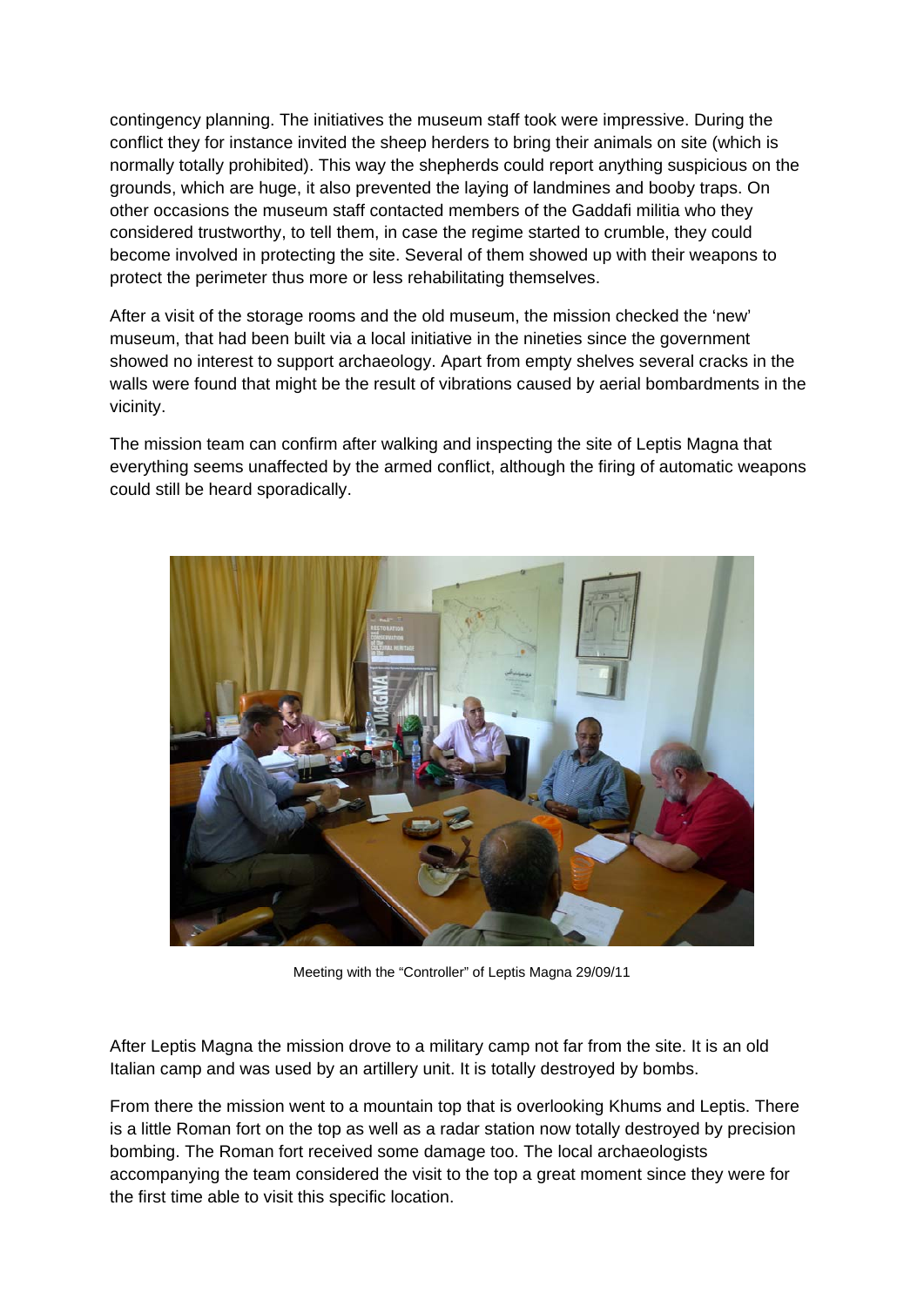contingency planning. The initiatives the museum staff took were impressive. During the conflict they for instance invited the sheep herders to bring their animals on site (which is normally totally prohibited). This way the shepherds could report anything suspicious on the grounds, which are huge, it also prevented the laying of landmines and booby traps. On other occasions the museum staff contacted members of the Gaddafi militia who they considered trustworthy, to tell them, in case the regime started to crumble, they could become involved in protecting the site. Several of them showed up with their weapons to protect the perimeter thus more or less rehabilitating themselves.

After a visit of the storage rooms and the old museum, the mission checked the 'new' museum, that had been built via a local initiative in the nineties since the government showed no interest to support archaeology. Apart from empty shelves several cracks in the walls were found that might be the result of vibrations caused by aerial bombardments in the vicinity.

The mission team can confirm after walking and inspecting the site of Leptis Magna that everything seems unaffected by the armed conflict, although the firing of automatic weapons could still be heard sporadically.

Meeting with the "Controller" of Leptis Magna 29/09/11

After Leptis Magna the mission drove to a military camp not far from the site. It is an old Italian camp and was used by an artillery unit. It is totally destroyed by bombs.

From there the mission went to a mountain top that is overlooking Khums and Leptis. There is a little Roman fort on the top as well as a radar station now totally destroyed by precision bombing. The Roman fort received some damage too. The local archaeologists accompanying the team considered the visit to the top a great moment since they were for the first time able to visit this specific location.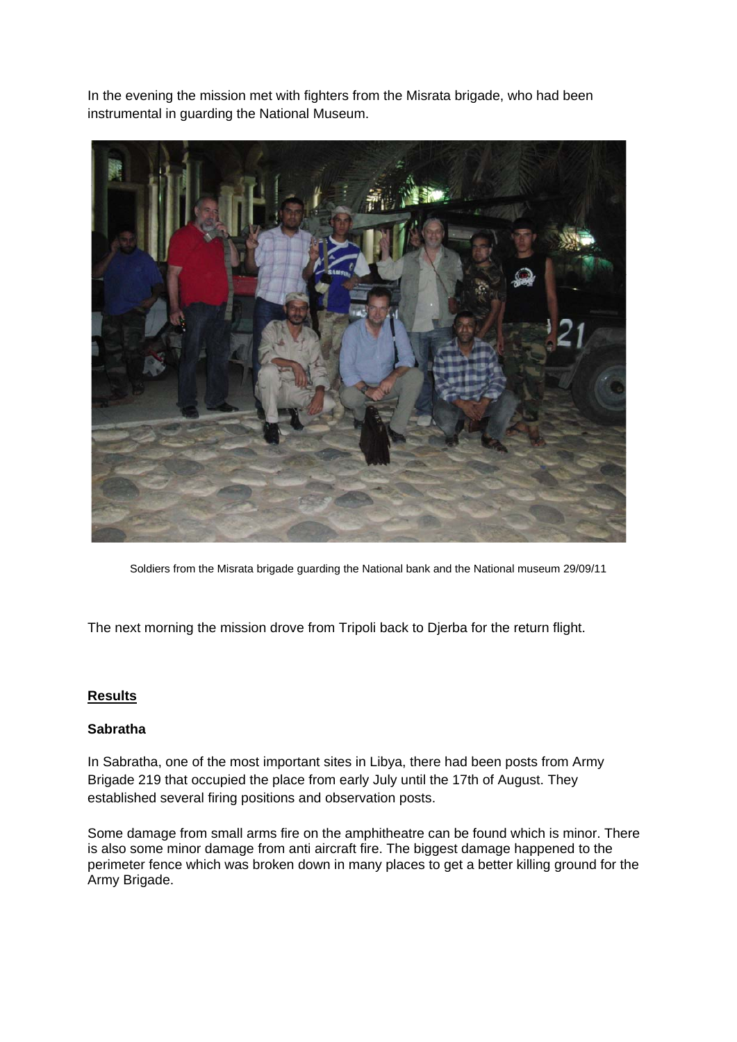In the evening the mission met with fighters from the Misrata brigade, who had been instrumental in guarding the National Museum.

Soldiers from the Misrata brigade guarding the National bank and the National museum 29/09/11

The next morning the mission drove from Tripoli back to Djerba for the return flight.

## Results

### Sabratha

In Sabratha, one of the most important sites in Libya, there had been posts from Army Brigade 219 that occupied the place from early July until the 17th of August. They established several firing positions and observation posts.

Some damage from small arms fire on the amphitheatre can be found which is minor. There is also some minor damage from anti aircraft fire. The biggest damage happened to the perimeter fence which was broken down in many places to get a better killing ground for the Army Brigade.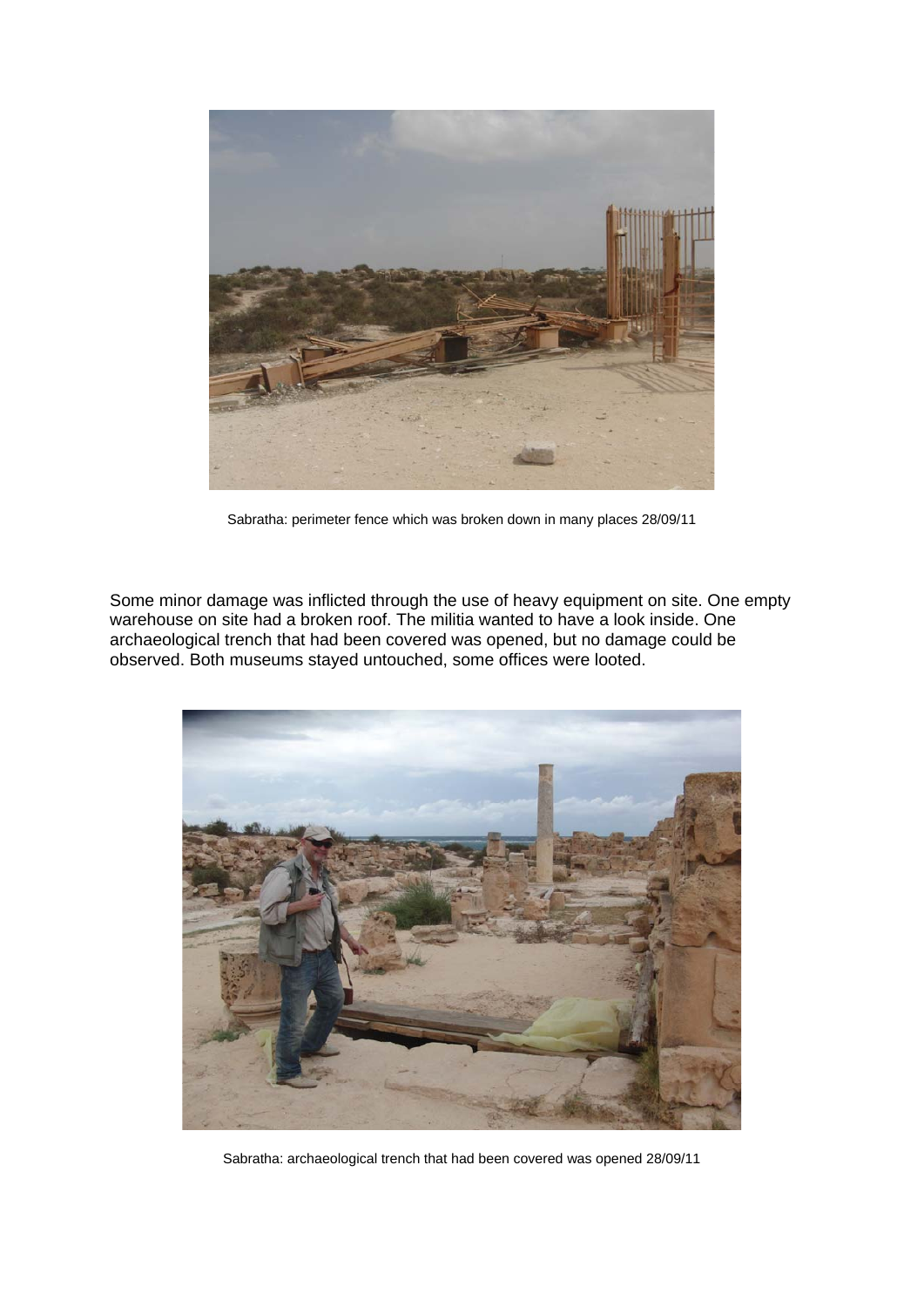Sabratha: perimeter fence which was broken down in many places 28/09/11

Some minor damage was inflicted through the use of heavy equipment on site. One empty warehouse on site had a broken roof. The militia wanted to have a look inside. One archaeological trench that had been covered was opened, but no damage could be observed. Both museums stayed untouched, some offices were looted.

Sabratha: archaeological trench that had been covered was opened 28/09/11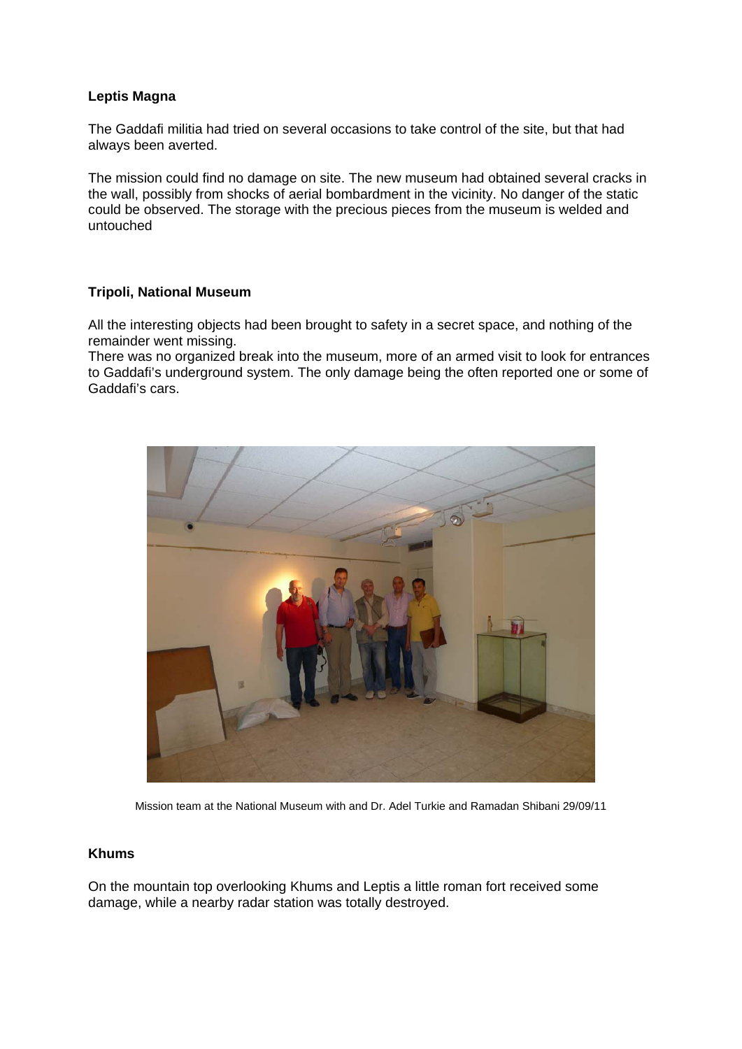**Leptis Magna**

The Gaddafi militia had tried on several occasions to take control of the site, but that had always been averted.

The mission could find no damage on site. The new museum had obtained several cracks in the wall, possibly from shocks of aerial bombardment in the vicinity. No danger of the static could be observed. The storage with the precious pieces from the museum is welded and untouched

**Tripoli, National Museum**

All the interesting objects had been brought to safety in a secret space, and nothing of the remainder went missing.
There was no organized break into the museum, more of an armed visit to look for entrances to Gaddafi's underground system. The only damage being the often reported one or some of Gaddafi's cars.

Mission team at the National Museum with and Dr. Adel Turkie and Ramadan Shibani 29/09/11

**Khums**

On the mountain top overlooking Khums and Leptis a little roman fort received some damage, while a nearby radar station was totally destroyed.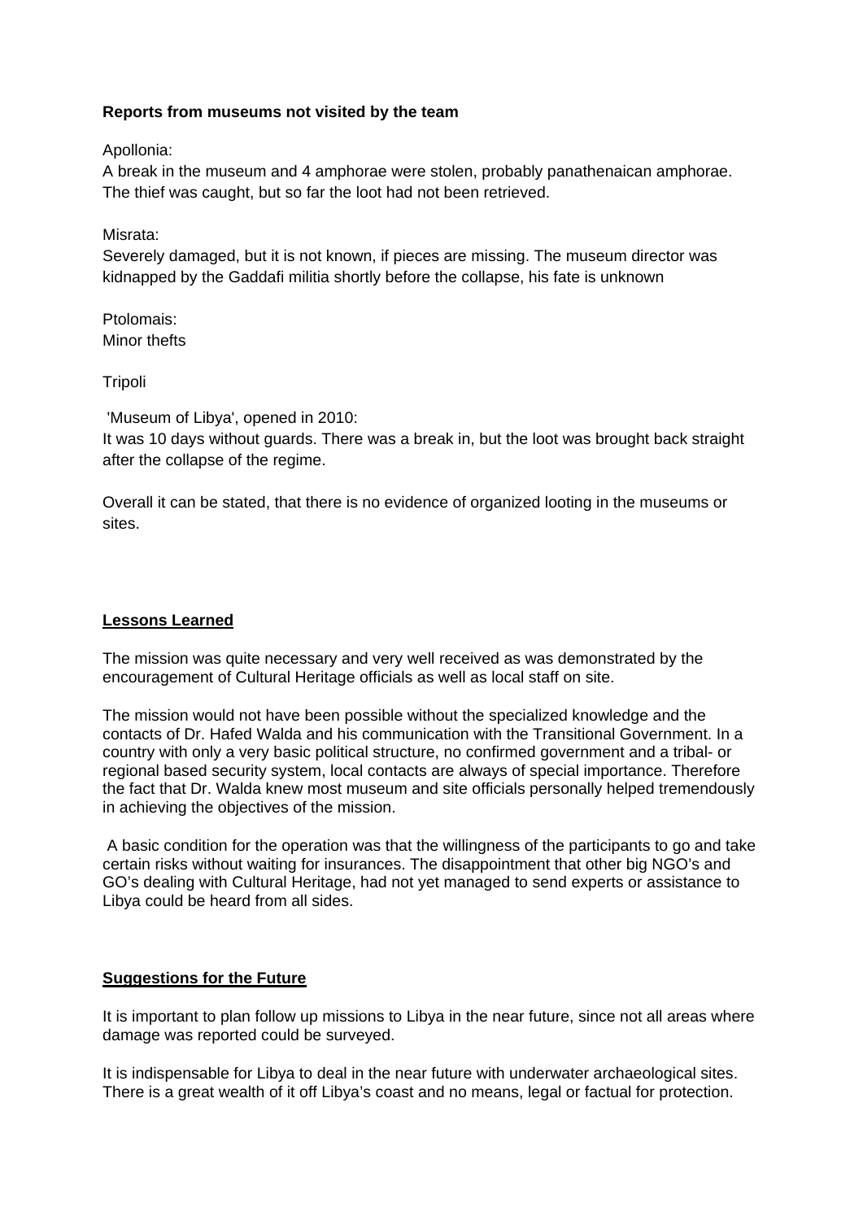**Reports from museums not visited by the team**

Apollonia:
A break in the museum and 4 amphorae were stolen, probably panathenaican amphorae. The thief was caught, but so far the loot had not been retrieved.

Misrata:
Severely damaged, but it is not known, if pieces are missing. The museum director was kidnapped by the Gaddafi militia shortly before the collapse, his fate is unknown

Ptolomais:
Minor thefts

Tripoli

'Museum of Libya', opened in 2010:
It was 10 days without guards. There was a break in, but the loot was brought back straight after the collapse of the regime.

Overall it can be stated, that there is no evidence of organized looting in the museums or sites.

## Lessons Learned

The mission was quite necessary and very well received as was demonstrated by the encouragement of Cultural Heritage officials as well as local staff on site.

The mission would not have been possible without the specialized knowledge and the contacts of Dr. Hafed Walda and his communication with the Transitional Government. In a country with only a very basic political structure, no confirmed government and a tribal- or regional based security system, local contacts are always of special importance. Therefore the fact that Dr. Walda knew most museum and site officials personally helped tremendously in achieving the objectives of the mission.

A basic condition for the operation was that the willingness of the participants to go and take certain risks without waiting for insurances. The disappointment that other big NGO's and GO's dealing with Cultural Heritage, had not yet managed to send experts or assistance to Libya could be heard from all sides.

## Suggestions for the Future

It is important to plan follow up missions to Libya in the near future, since not all areas where damage was reported could be surveyed.

It is indispensable for Libya to deal in the near future with underwater archaeological sites. There is a great wealth of it off Libya's coast and no means, legal or factual for protection.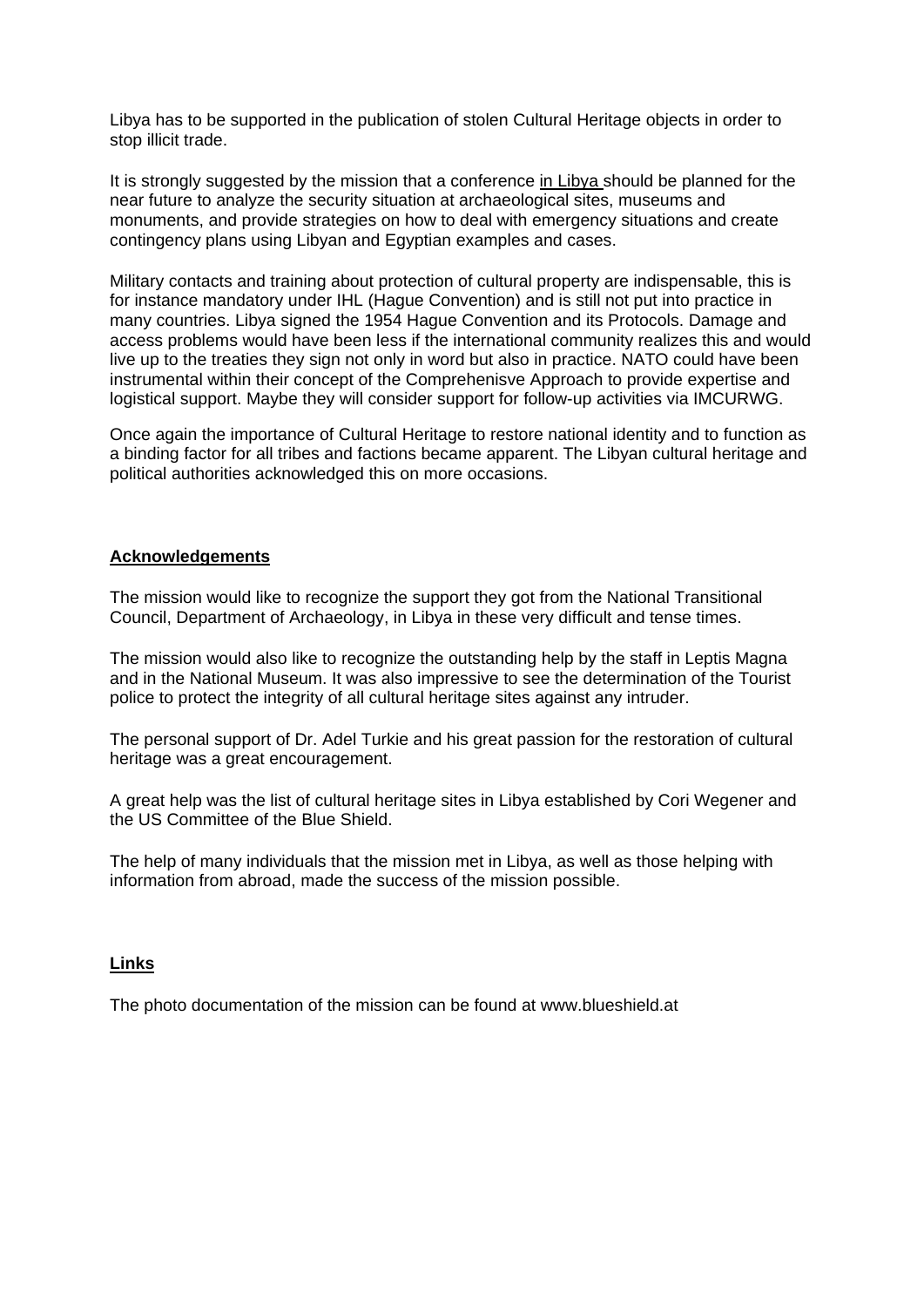Libya has to be supported in the publication of stolen Cultural Heritage objects in order to stop illicit trade.

It is strongly suggested by the mission that a conference <u>in Libya</u> should be planned for the near future to analyze the security situation at archaeological sites, museums and monuments, and provide strategies on how to deal with emergency situations and create contingency plans using Libyan and Egyptian examples and cases.

Military contacts and training about protection of cultural property are indispensable, this is for instance mandatory under IHL (Hague Convention) and is still not put into practice in many countries. Libya signed the 1954 Hague Convention and its Protocols. Damage and access problems would have been less if the international community realizes this and would live up to the treaties they sign not only in word but also in practice. NATO could have been instrumental within their concept of the Comprehenisve Approach to provide expertise and logistical support. Maybe they will consider support for follow-up activities via IMCURWG.

Once again the importance of Cultural Heritage to restore national identity and to function as a binding factor for all tribes and factions became apparent. The Libyan cultural heritage and political authorities acknowledged this on more occasions.

## <u>Acknowledgements</u>

The mission would like to recognize the support they got from the National Transitional Council, Department of Archaeology, in Libya in these very difficult and tense times.

The mission would also like to recognize the outstanding help by the staff in Leptis Magna and in the National Museum. It was also impressive to see the determination of the Tourist police to protect the integrity of all cultural heritage sites against any intruder.

The personal support of Dr. Adel Turkie and his great passion for the restoration of cultural heritage was a great encouragement.

A great help was the list of cultural heritage sites in Libya established by Cori Wegener and the US Committee of the Blue Shield.

The help of many individuals that the mission met in Libya, as well as those helping with information from abroad, made the success of the mission possible.

## <u>Links</u>

The photo documentation of the mission can be found at www.blueshield.at